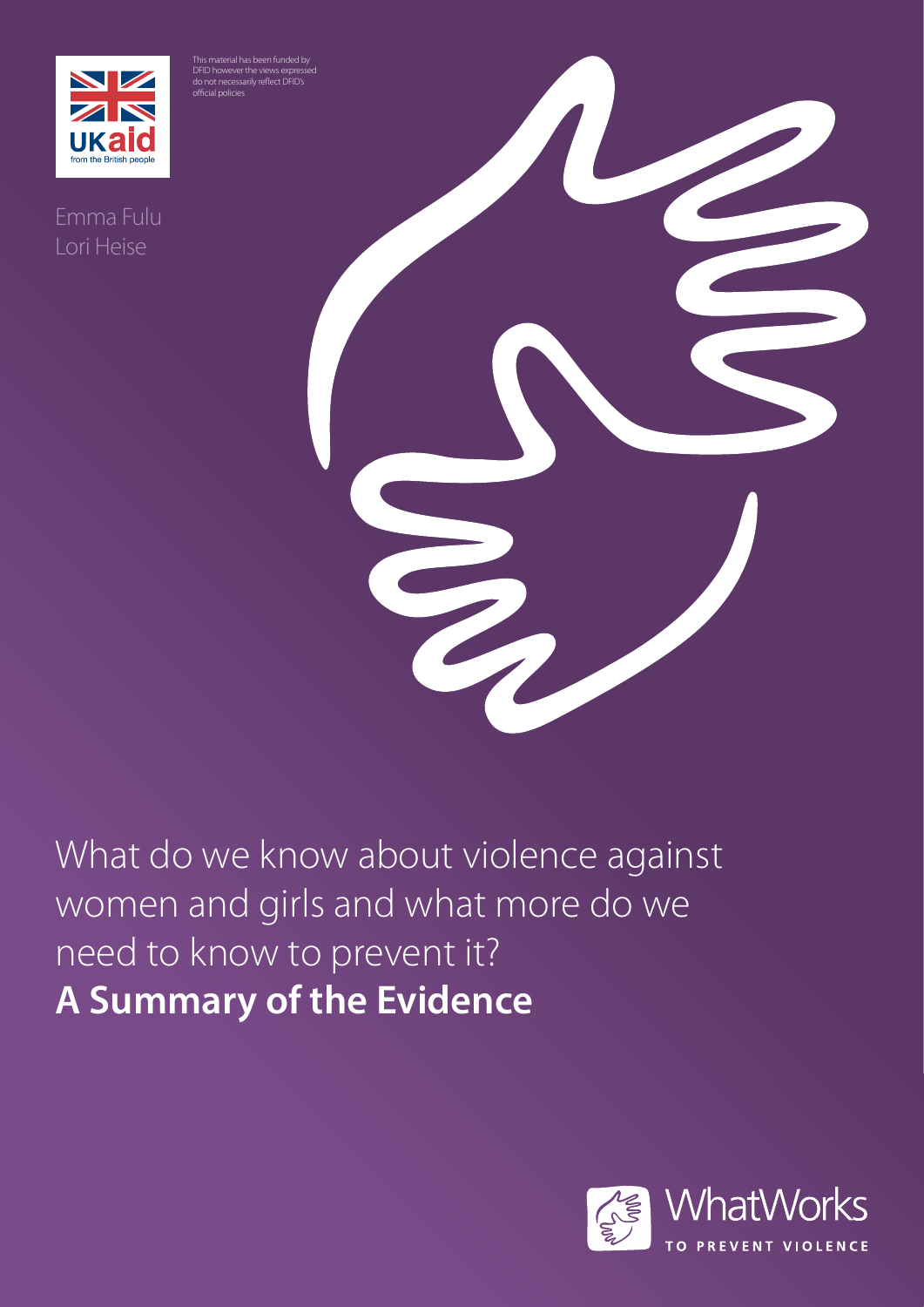UKaid from the British people

This material has been funded by DFID however the views expressed do not necessarily reflect DFID's official policies

Emma Fulu
Lori Heise

# What do we know about violence against women and girls and what more do we need to know to prevent it? **A Summary of the Evidence**

WhatWorks TO PREVENT VIOLENCE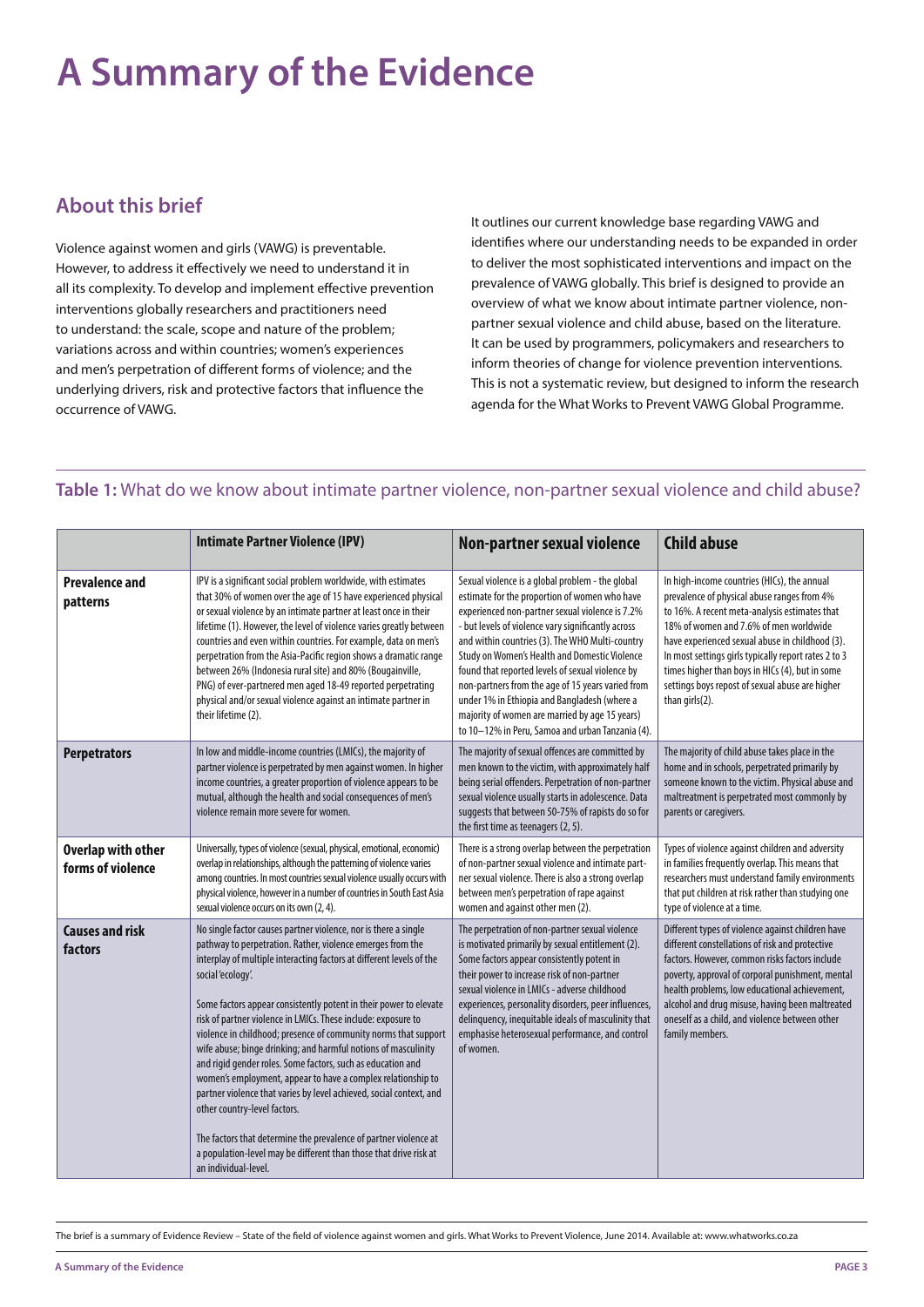# A Summary of the Evidence

## About this brief

Violence against women and girls (VAWG) is preventable. However, to address it effectively we need to understand it in all its complexity. To develop and implement effective prevention interventions globally researchers and practitioners need to understand: the scale, scope and nature of the problem; variations across and within countries; women's experiences and men's perpetration of different forms of violence; and the underlying drivers, risk and protective factors that influence the occurrence of VAWG.

It outlines our current knowledge base regarding VAWG and identifies where our understanding needs to be expanded in order to deliver the most sophisticated interventions and impact on the prevalence of VAWG globally. This brief is designed to provide an overview of what we know about intimate partner violence, non-partner sexual violence and child abuse, based on the literature. It can be used by programmers, policymakers and researchers to inform theories of change for violence prevention interventions. This is not a systematic review, but designed to inform the research agenda for the What Works to Prevent VAWG Global Programme.

### Table 1: What do we know about intimate partner violence, non-partner sexual violence and child abuse?

| | Intimate Partner Violence (IPV) | Non-partner sexual violence | Child abuse |
|---|---|---|---|
| **Prevalence and patterns** | IPV is a significant social problem worldwide, with estimates that 30% of women over the age of 15 have experienced physical or sexual violence by an intimate partner at least once in their lifetime (1). However, the level of violence varies greatly between countries and even within countries. For example, data on men's perpetration from the Asia-Pacific region shows a dramatic range between 26% (Indonesia rural site) and 80% (Bougainville, PNG) of ever-partnered men aged 18-49 reported perpetrating physical and/or sexual violence against an intimate partner in their lifetime (2). | Sexual violence is a global problem - the global estimate for the proportion of women who have experienced non-partner sexual violence is 7.2% - but levels of violence vary significantly across and within countries (3). The WHO Multi-country Study on Women's Health and Domestic Violence found that reported levels of sexual violence by non-partners from the age of 15 years varied from under 1% in Ethiopia and Bangladesh (where a majority of women are married by age 15 years) to 10–12% in Peru, Samoa and urban Tanzania (4). | In high-income countries (HICs), the annual prevalence of physical abuse ranges from 4% to 16%. A recent meta-analysis estimates that 18% of women and 7.6% of men worldwide have experienced sexual abuse in childhood (3). In most settings girls typically report rates 2 to 3 times higher than boys in HICs (4), but in some settings boys repost of sexual abuse are higher than girls(2). |
| **Perpetrators** | In low and middle-income countries (LMICs), the majority of partner violence is perpetrated by men against women. In higher income countries, a greater proportion of violence appears to be mutual, although the health and social consequences of men's violence remain more severe for women. | The majority of sexual offences are committed by men known to the victim, with approximately half being serial offenders. Perpetration of non-partner sexual violence usually starts in adolescence. Data suggests that between 50-75% of rapists do so for the first time as teenagers (2, 5). | The majority of child abuse takes place in the home and in schools, perpetrated primarily by someone known to the victim. Physical abuse and maltreatment is perpetrated most commonly by parents or caregivers. |
| **Overlap with other forms of violence** | Universally, types of violence (sexual, physical, emotional, economic) overlap in relationships, although the patterning of violence varies among countries. In most countries sexual violence usually occurs with physical violence, however in a number of countries in South East Asia sexual violence occurs on its own (2, 4). | There is a strong overlap between the perpetration of non-partner sexual violence and intimate partner sexual violence. There is also a strong overlap between men's perpetration of rape against women and against other men (2). | Types of violence against children and adversity in families frequently overlap. This means that researchers must understand family environments that put children at risk rather than studying one type of violence at a time. |
| **Causes and risk factors** | No single factor causes partner violence, nor is there a single pathway to perpetration. Rather, violence emerges from the interplay of multiple interacting factors at different levels of the social 'ecology'.<br><br>Some factors appear consistently potent in their power to elevate risk of partner violence in LMICs. These include: exposure to violence in childhood; presence of community norms that support wife abuse; binge drinking; and harmful notions of masculinity and rigid gender roles. Some factors, such as education and women's employment, appear to have a complex relationship to partner violence that varies by level achieved, social context, and other country-level factors.<br><br>The factors that determine the prevalence of partner violence at a population-level may be different than those that drive risk at an individual-level. | The perpetration of non-partner sexual violence is motivated primarily by sexual entitlement (2). Some factors appear consistently potent in their power to increase risk of non-partner sexual violence in LMICs - adverse childhood experiences, personality disorders, peer influences, delinquency, inequitable ideals of masculinity that emphasise heterosexual performance, and control of women. | Different types of violence against children have different constellations of risk and protective factors. However, common risks factors include poverty, approval of corporal punishment, mental health problems, low educational achievement, alcohol and drug misuse, having been maltreated oneself as a child, and violence between other family members. |

The brief is a summary of Evidence Review – State of the field of violence against women and girls. What Works to Prevent Violence, June 2014. Available at: www.whatworks.co.za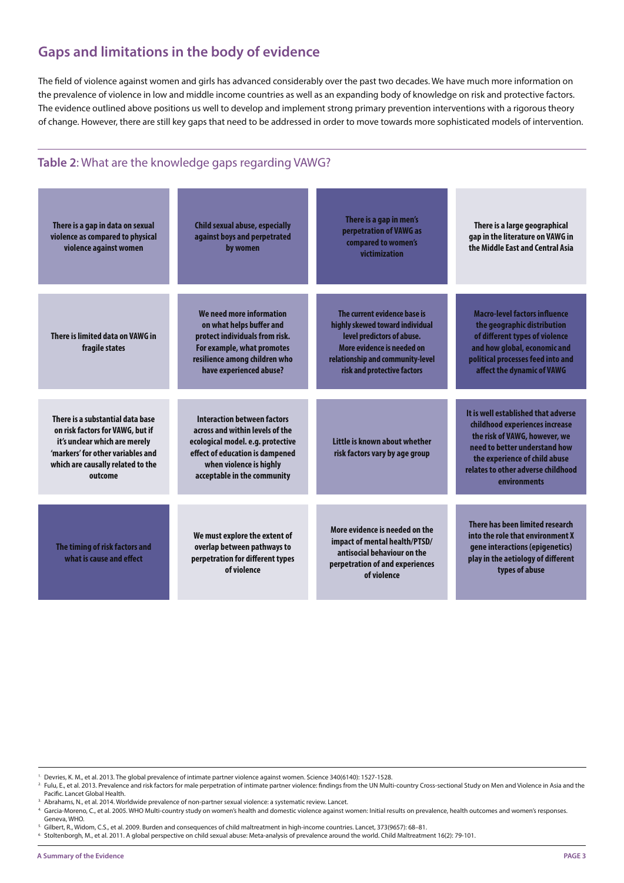## Gaps and limitations in the body of evidence

The field of violence against women and girls has advanced considerably over the past two decades. We have much more information on the prevalence of violence in low and middle income countries as well as an expanding body of knowledge on risk and protective factors. The evidence outlined above positions us well to develop and implement strong primary prevention interventions with a rigorous theory of change. However, there are still key gaps that need to be addressed in order to move towards more sophisticated models of intervention.

### Table 2: What are the knowledge gaps regarding VAWG?

| | | | |
|---|---|---|---|
| **There is a gap in data on sexual violence as compared to physical violence against women** | **Child sexual abuse, especially against boys and perpetrated by women** | **There is a gap in men's perpetration of VAWG as compared to women's victimization** | **There is a large geographical gap in the literature on VAWG in the Middle East and Central Asia** |
| **There is limited data on VAWG in fragile states** | **We need more information on what helps buffer and protect individuals from risk. For example, what promotes resilience among children who have experienced abuse?** | **The current evidence base is highly skewed toward individual level predictors of abuse. More evidence is needed on relationship and community-level risk and protective factors** | **Macro-level factors influence the geographic distribution of different types of violence and how global, economic and political processes feed into and affect the dynamic of VAWG** |
| **There is a substantial data base on risk factors for VAWG, but if it's unclear which are merely 'markers' for other variables and which are causally related to the outcome** | **Interaction between factors across and within levels of the ecological model. e.g. protective effect of education is dampened when violence is highly acceptable in the community** | **Little is known about whether risk factors vary by age group** | **It is well established that adverse childhood experiences increase the risk of VAWG, however, we need to better understand how the experience of child abuse relates to other adverse childhood environments** |
| **The timing of risk factors and what is cause and effect** | **We must explore the extent of overlap between pathways to perpetration for different types of violence** | **More evidence is needed on the impact of mental health/PTSD/antisocial behaviour on the perpetration of and experiences of violence** | **There has been limited research into the role that environment X gene interactions (epigenetics) play in the aetiology of different types of abuse** |

---

1. Devries, K. M., et al. 2013. The global prevalence of intimate partner violence against women. Science 340(6140): 1527-1528.
2. Fulu, E., et al. 2013. Prevalence and risk factors for male perpetration of intimate partner violence: findings from the UN Multi-country Cross-sectional Study on Men and Violence in Asia and the Pacific. Lancet Global Health.
3. Abrahams, N., et al. 2014. Worldwide prevalence of non-partner sexual violence: a systematic review. Lancet.
4. Garcia-Moreno, C., et al. 2005. WHO Multi-country study on women's health and domestic violence against women: Initial results on prevalence, health outcomes and women's responses. Geneva, WHO.
5. Gilbert, R., Widom, C.S., et al. 2009. Burden and consequences of child maltreatment in high-income countries. Lancet, 373(9657): 68–81.
6. Stoltenborgh, M., et al. 2011. A global perspective on child sexual abuse: Meta-analysis of prevalence around the world. Child Maltreatment 16(2): 79-101.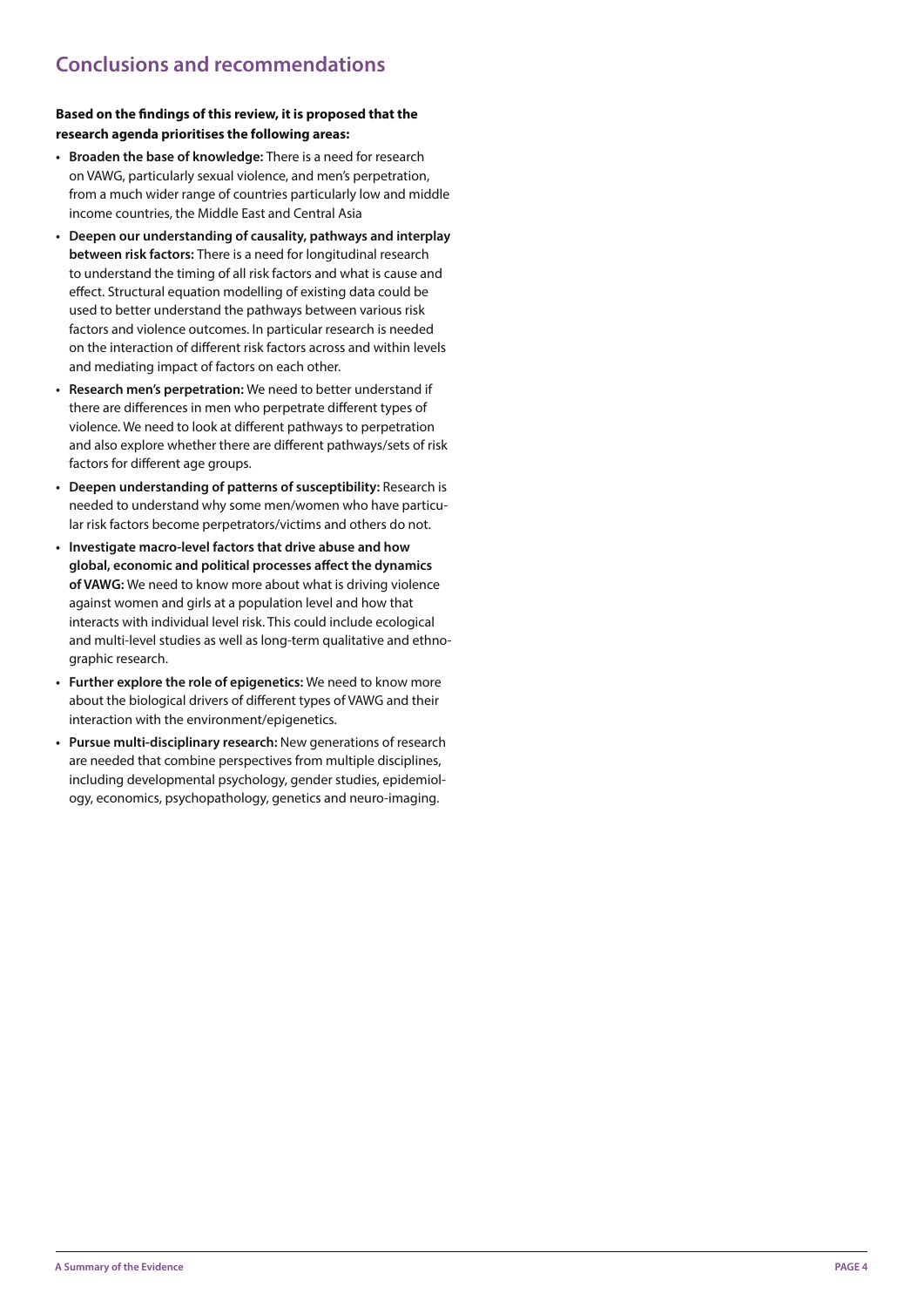## Conclusions and recommendations

**Based on the findings of this review, it is proposed that the research agenda prioritises the following areas:**

- **Broaden the base of knowledge:** There is a need for research on VAWG, particularly sexual violence, and men's perpetration, from a much wider range of countries particularly low and middle income countries, the Middle East and Central Asia
- **Deepen our understanding of causality, pathways and interplay between risk factors:** There is a need for longitudinal research to understand the timing of all risk factors and what is cause and effect. Structural equation modelling of existing data could be used to better understand the pathways between various risk factors and violence outcomes. In particular research is needed on the interaction of different risk factors across and within levels and mediating impact of factors on each other.
- **Research men's perpetration:** We need to better understand if there are differences in men who perpetrate different types of violence. We need to look at different pathways to perpetration and also explore whether there are different pathways/sets of risk factors for different age groups.
- **Deepen understanding of patterns of susceptibility:** Research is needed to understand why some men/women who have particular risk factors become perpetrators/victims and others do not.
- **Investigate macro-level factors that drive abuse and how global, economic and political processes affect the dynamics of VAWG:** We need to know more about what is driving violence against women and girls at a population level and how that interacts with individual level risk. This could include ecological and multi-level studies as well as long-term qualitative and ethnographic research.
- **Further explore the role of epigenetics:** We need to know more about the biological drivers of different types of VAWG and their interaction with the environment/epigenetics.
- **Pursue multi-disciplinary research:** New generations of research are needed that combine perspectives from multiple disciplines, including developmental psychology, gender studies, epidemiology, economics, psychopathology, genetics and neuro-imaging.